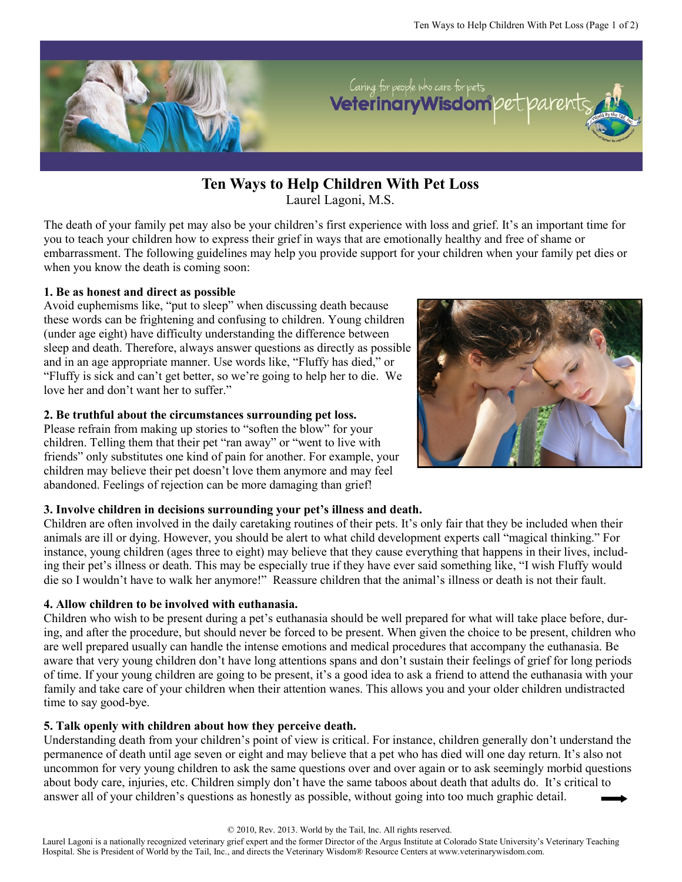# Ten Ways to Help Children With Pet Loss

Laurel Lagoni, M.S.

The death of your family pet may also be your children's first experience with loss and grief. It's an important time for you to teach your children how to express their grief in ways that are emotionally healthy and free of shame or embarrassment. The following guidelines may help you provide support for your children when your family pet dies or when you know the death is coming soon:

**1. Be as honest and direct as possible**

Avoid euphemisms like, "put to sleep" when discussing death because these words can be frightening and confusing to children. Young children (under age eight) have difficulty understanding the difference between sleep and death. Therefore, always answer questions as directly as possible and in an age appropriate manner. Use words like, "Fluffy has died," or "Fluffy is sick and can't get better, so we're going to help her to die. We love her and don't want her to suffer."

**2. Be truthful about the circumstances surrounding pet loss.**

Please refrain from making up stories to "soften the blow" for your children. Telling them that their pet "ran away" or "went to live with friends" only substitutes one kind of pain for another. For example, your children may believe their pet doesn't love them anymore and may feel abandoned. Feelings of rejection can be more damaging than grief!

**3. Involve children in decisions surrounding your pet's illness and death.**

Children are often involved in the daily caretaking routines of their pets. It's only fair that they be included when their animals are ill or dying. However, you should be alert to what child development experts call "magical thinking." For instance, young children (ages three to eight) may believe that they cause everything that happens in their lives, including their pet's illness or death. This may be especially true if they have ever said something like, "I wish Fluffy would die so I wouldn't have to walk her anymore!" Reassure children that the animal's illness or death is not their fault.

**4. Allow children to be involved with euthanasia.**

Children who wish to be present during a pet's euthanasia should be well prepared for what will take place before, during, and after the procedure, but should never be forced to be present. When given the choice to be present, children who are well prepared usually can handle the intense emotions and medical procedures that accompany the euthanasia. Be aware that very young children don't have long attentions spans and don't sustain their feelings of grief for long periods of time. If your young children are going to be present, it's a good idea to ask a friend to attend the euthanasia with your family and take care of your children when their attention wanes. This allows you and your older children undistracted time to say good-bye.

**5. Talk openly with children about how they perceive death.**

Understanding death from your children's point of view is critical. For instance, children generally don't understand the permanence of death until age seven or eight and may believe that a pet who has died will one day return. It's also not uncommon for very young children to ask the same questions over and over again or to ask seemingly morbid questions about body care, injuries, etc. Children simply don't have the same taboos about death that adults do. It's critical to answer all of your children's questions as honestly as possible, without going into too much graphic detail.

© 2010, Rev. 2013. World by the Tail, Inc. All rights reserved.

Laurel Lagoni is a nationally recognized veterinary grief expert and the former Director of the Argus Institute at Colorado State University's Veterinary Teaching Hospital. She is President of World by the Tail, Inc., and directs the Veterinary Wisdom® Resource Centers at www.veterinarywisdom.com.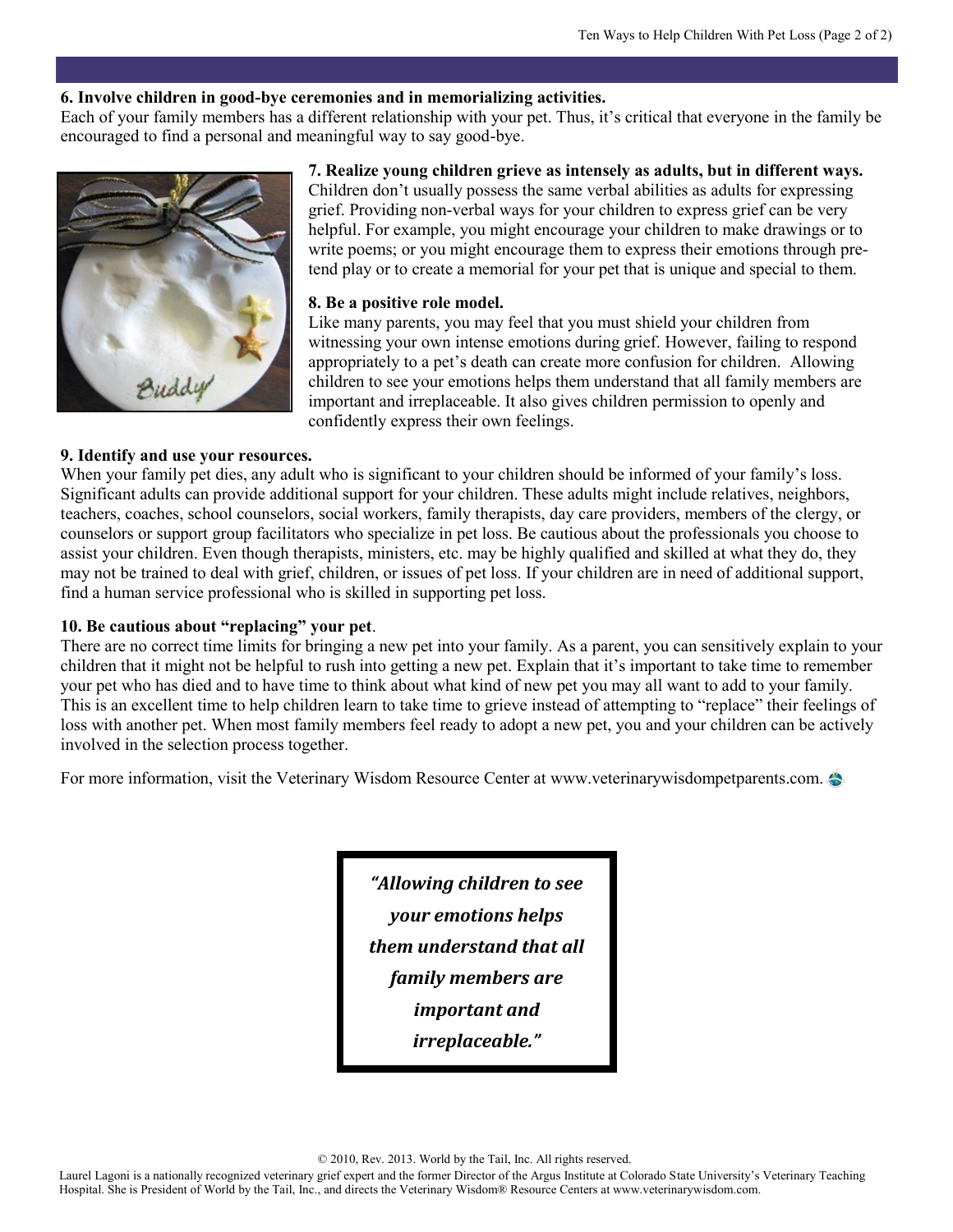**6. Involve children in good-bye ceremonies and in memorializing activities.**
Each of your family members has a different relationship with your pet. Thus, it's critical that everyone in the family be encouraged to find a personal and meaningful way to say good-bye.

**7. Realize young children grieve as intensely as adults, but in different ways.**
Children don't usually possess the same verbal abilities as adults for expressing grief. Providing non-verbal ways for your children to express grief can be very helpful. For example, you might encourage your children to make drawings or to write poems; or you might encourage them to express their emotions through pretend play or to create a memorial for your pet that is unique and special to them.

**8. Be a positive role model.**
Like many parents, you may feel that you must shield your children from witnessing your own intense emotions during grief. However, failing to respond appropriately to a pet's death can create more confusion for children. Allowing children to see your emotions helps them understand that all family members are important and irreplaceable. It also gives children permission to openly and confidently express their own feelings.

**9. Identify and use your resources.**
When your family pet dies, any adult who is significant to your children should be informed of your family's loss. Significant adults can provide additional support for your children. These adults might include relatives, neighbors, teachers, coaches, school counselors, social workers, family therapists, day care providers, members of the clergy, or counselors or support group facilitators who specialize in pet loss. Be cautious about the professionals you choose to assist your children. Even though therapists, ministers, etc. may be highly qualified and skilled at what they do, they may not be trained to deal with grief, children, or issues of pet loss. If your children are in need of additional support, find a human service professional who is skilled in supporting pet loss.

**10. Be cautious about "replacing" your pet**.
There are no correct time limits for bringing a new pet into your family. As a parent, you can sensitively explain to your children that it might not be helpful to rush into getting a new pet. Explain that it's important to take time to remember your pet who has died and to have time to think about what kind of new pet you may all want to add to your family. This is an excellent time to help children learn to take time to grieve instead of attempting to "replace" their feelings of loss with another pet. When most family members feel ready to adopt a new pet, you and your children can be actively involved in the selection process together.

For more information, visit the Veterinary Wisdom Resource Center at www.veterinarywisdompetparents.com.

> ***"Allowing children to see your emotions helps them understand that all family members are important and irreplaceable."***

© 2010, Rev. 2013. World by the Tail, Inc. All rights reserved.

Laurel Lagoni is a nationally recognized veterinary grief expert and the former Director of the Argus Institute at Colorado State University's Veterinary Teaching Hospital. She is President of World by the Tail, Inc., and directs the Veterinary Wisdom® Resource Centers at www.veterinarywisdom.com.